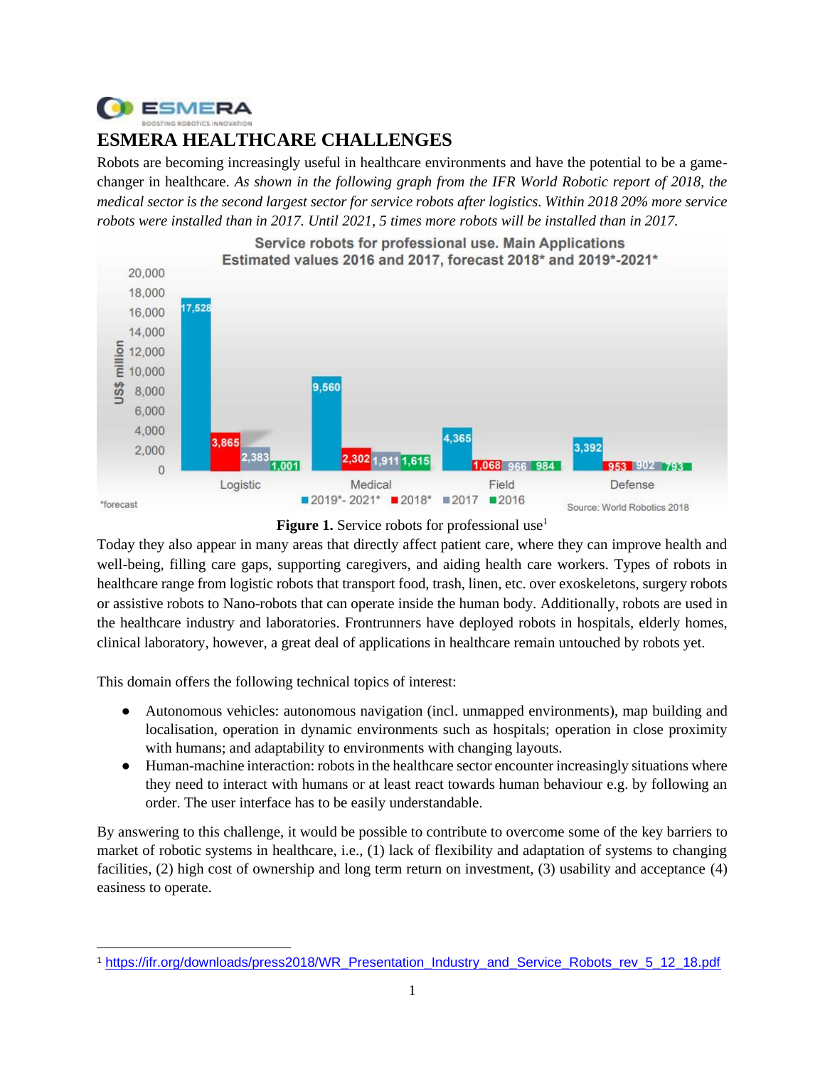# ESMERA HEALTHCARE CHALLENGES

Robots are becoming increasingly useful in healthcare environments and have the potential to be a game-changer in healthcare. *As shown in the following graph from the IFR World Robotic report of 2018, the medical sector is the second largest sector for service robots after logistics. Within 2018 20% more service robots were installed than in 2017. Until 2021, 5 times more robots will be installed than in 2017.*

Service robots for professional use. Main Applications
Estimated values 2016 and 2017, forecast 2018* and 2019*-2021*

US$ million

20,000
18,000
16,000
14,000
12,000
10,000
8,000
6,000
4,000
2,000
0

17,528
3,865
2,383
1,001
9,560
2,302
1,911
1,615
4,365
1,068
966
984
3,392
953
902
793

Logistic
Medical
Field
Defense

2019*- 2021*
2018*
2017
2016

*forecast

Source: World Robotics 2018

**Figure 1.** Service robots for professional use[1]

Today they also appear in many areas that directly affect patient care, where they can improve health and well-being, filling care gaps, supporting caregivers, and aiding health care workers. Types of robots in healthcare range from logistic robots that transport food, trash, linen, etc. over exoskeletons, surgery robots or assistive robots to Nano-robots that can operate inside the human body. Additionally, robots are used in the healthcare industry and laboratories. Frontrunners have deployed robots in hospitals, elderly homes, clinical laboratory, however, a great deal of applications in healthcare remain untouched by robots yet.

This domain offers the following technical topics of interest:

- Autonomous vehicles: autonomous navigation (incl. unmapped environments), map building and localisation, operation in dynamic environments such as hospitals; operation in close proximity with humans; and adaptability to environments with changing layouts.
- Human-machine interaction: robots in the healthcare sector encounter increasingly situations where they need to interact with humans or at least react towards human behaviour e.g. by following an order. The user interface has to be easily understandable.

By answering to this challenge, it would be possible to contribute to overcome some of the key barriers to market of robotic systems in healthcare, i.e., (1) lack of flexibility and adaptation of systems to changing facilities, (2) high cost of ownership and long term return on investment, (3) usability and acceptance (4) easiness to operate.

[1] https://ifr.org/downloads/press2018/WR_Presentation_Industry_and_Service_Robots_rev_5_12_18.pdf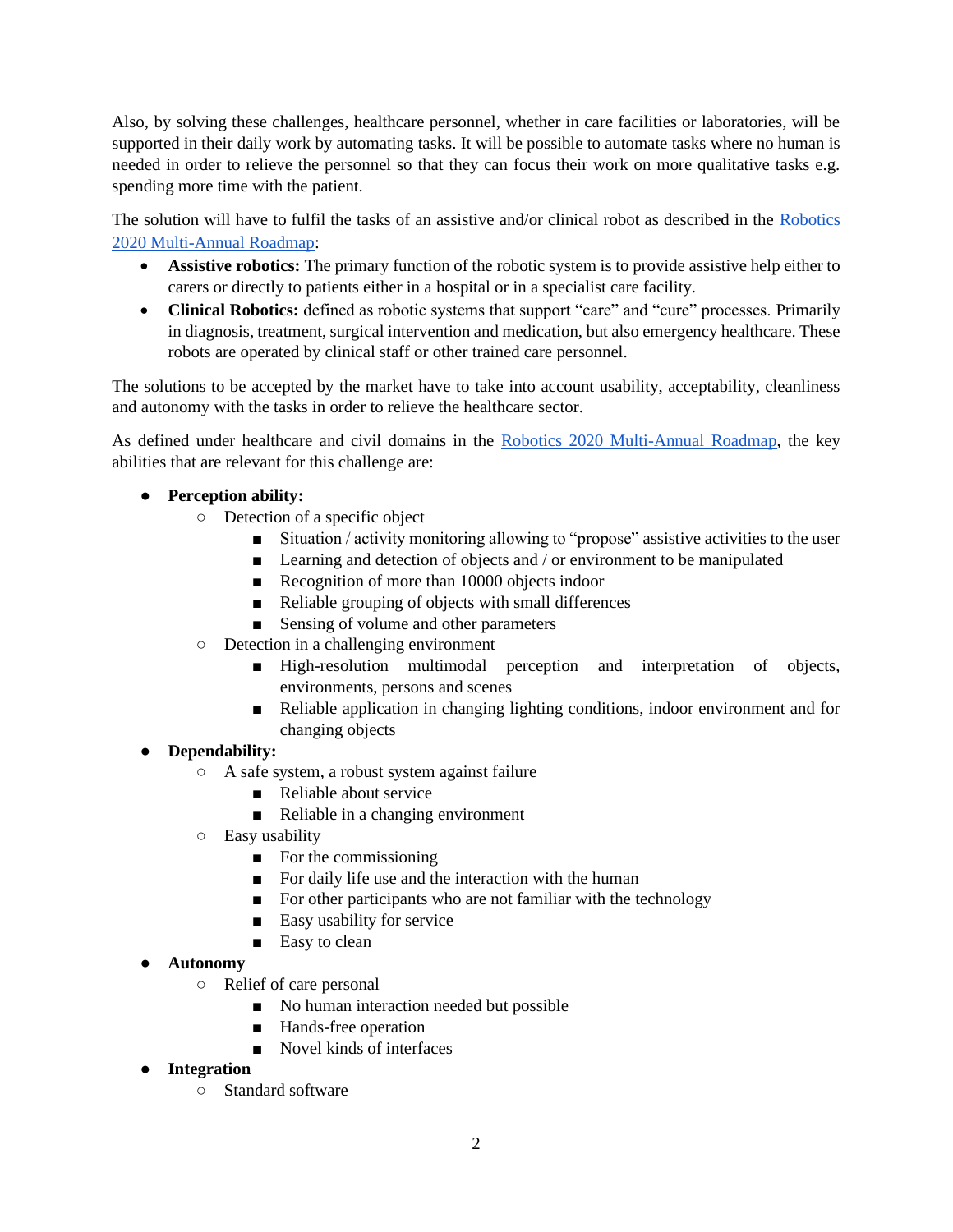Also, by solving these challenges, healthcare personnel, whether in care facilities or laboratories, will be supported in their daily work by automating tasks. It will be possible to automate tasks where no human is needed in order to relieve the personnel so that they can focus their work on more qualitative tasks e.g. spending more time with the patient.

The solution will have to fulfil the tasks of an assistive and/or clinical robot as described in the [Robotics 2020 Multi-Annual Roadmap](#):

- **Assistive robotics:** The primary function of the robotic system is to provide assistive help either to carers or directly to patients either in a hospital or in a specialist care facility.
- **Clinical Robotics:** defined as robotic systems that support "care" and "cure" processes. Primarily in diagnosis, treatment, surgical intervention and medication, but also emergency healthcare. These robots are operated by clinical staff or other trained care personnel.

The solutions to be accepted by the market have to take into account usability, acceptability, cleanliness and autonomy with the tasks in order to relieve the healthcare sector.

As defined under healthcare and civil domains in the [Robotics 2020 Multi-Annual Roadmap](#), the key abilities that are relevant for this challenge are:

- **Perception ability:**
    - Detection of a specific object
        - Situation / activity monitoring allowing to "propose" assistive activities to the user
        - Learning and detection of objects and / or environment to be manipulated
        - Recognition of more than 10000 objects indoor
        - Reliable grouping of objects with small differences
        - Sensing of volume and other parameters
    - Detection in a challenging environment
        - High-resolution multimodal perception and interpretation of objects, environments, persons and scenes
        - Reliable application in changing lighting conditions, indoor environment and for changing objects
- **Dependability:**
    - A safe system, a robust system against failure
        - Reliable about service
        - Reliable in a changing environment
    - Easy usability
        - For the commissioning
        - For daily life use and the interaction with the human
        - For other participants who are not familiar with the technology
        - Easy usability for service
        - Easy to clean
- **Autonomy**
    - Relief of care personal
        - No human interaction needed but possible
        - Hands-free operation
        - Novel kinds of interfaces
- **Integration**
    - Standard software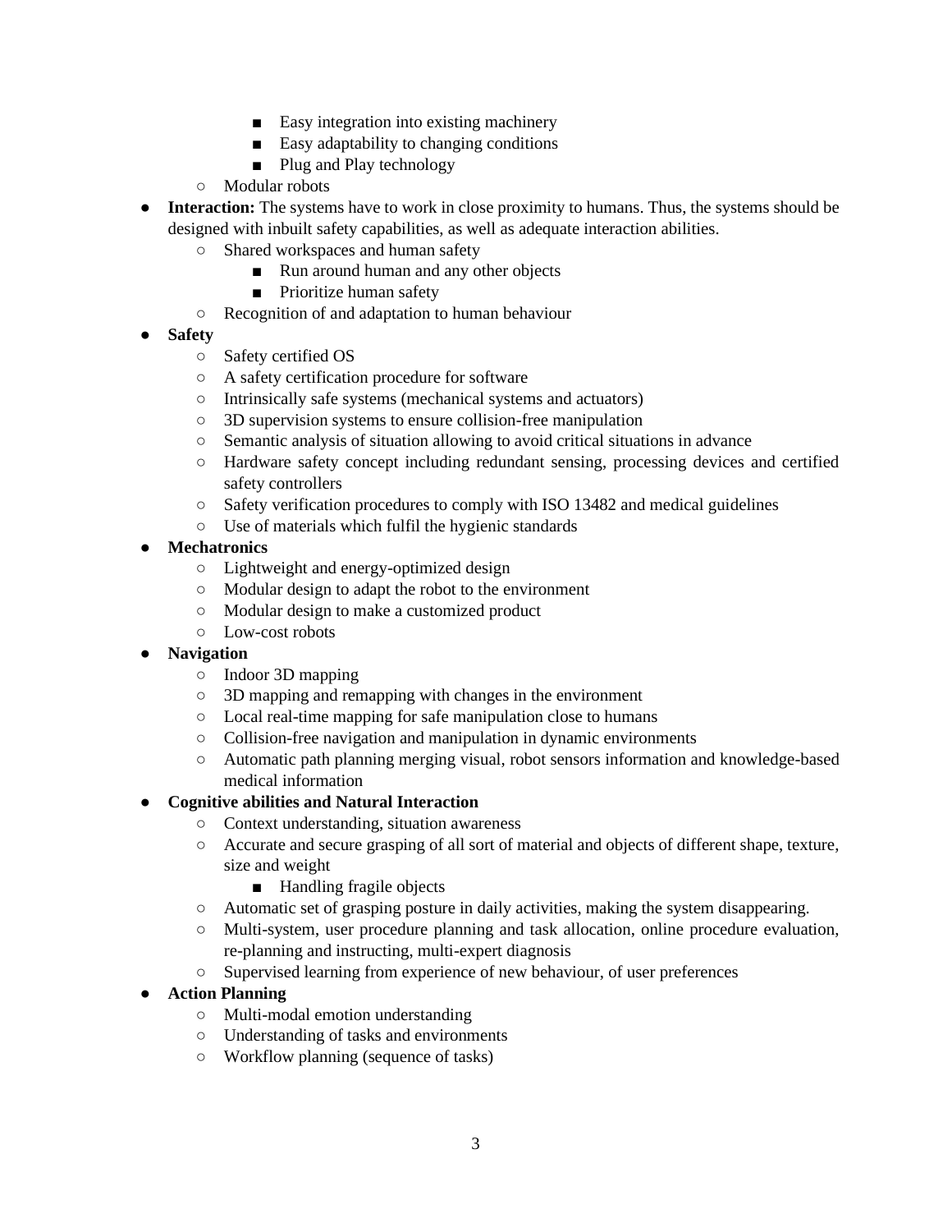- Easy integration into existing machinery
        - Easy adaptability to changing conditions
        - Plug and Play technology
    - Modular robots
- **Interaction:** The systems have to work in close proximity to humans. Thus, the systems should be designed with inbuilt safety capabilities, as well as adequate interaction abilities.
    - Shared workspaces and human safety
        - Run around human and any other objects
        - Prioritize human safety
    - Recognition of and adaptation to human behaviour
- **Safety**
    - Safety certified OS
    - A safety certification procedure for software
    - Intrinsically safe systems (mechanical systems and actuators)
    - 3D supervision systems to ensure collision-free manipulation
    - Semantic analysis of situation allowing to avoid critical situations in advance
    - Hardware safety concept including redundant sensing, processing devices and certified safety controllers
    - Safety verification procedures to comply with ISO 13482 and medical guidelines
    - Use of materials which fulfil the hygienic standards
- **Mechatronics**
    - Lightweight and energy-optimized design
    - Modular design to adapt the robot to the environment
    - Modular design to make a customized product
    - Low-cost robots
- **Navigation**
    - Indoor 3D mapping
    - 3D mapping and remapping with changes in the environment
    - Local real-time mapping for safe manipulation close to humans
    - Collision-free navigation and manipulation in dynamic environments
    - Automatic path planning merging visual, robot sensors information and knowledge-based medical information
- **Cognitive abilities and Natural Interaction**
    - Context understanding, situation awareness
    - Accurate and secure grasping of all sort of material and objects of different shape, texture, size and weight
        - Handling fragile objects
    - Automatic set of grasping posture in daily activities, making the system disappearing.
    - Multi-system, user procedure planning and task allocation, online procedure evaluation, re-planning and instructing, multi-expert diagnosis
    - Supervised learning from experience of new behaviour, of user preferences
- **Action Planning**
    - Multi-modal emotion understanding
    - Understanding of tasks and environments
    - Workflow planning (sequence of tasks)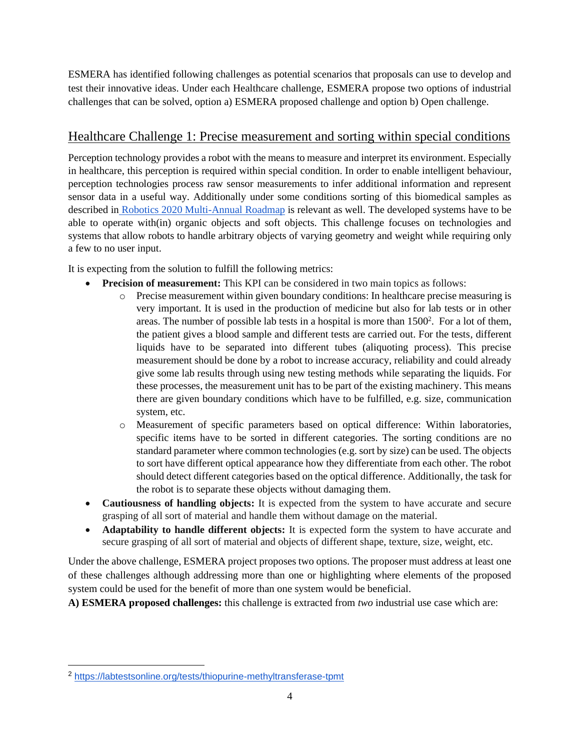ESMERA has identified following challenges as potential scenarios that proposals can use to develop and test their innovative ideas. Under each Healthcare challenge, ESMERA propose two options of industrial challenges that can be solved, option a) ESMERA proposed challenge and option b) Open challenge.

## Healthcare Challenge 1: Precise measurement and sorting within special conditions

Perception technology provides a robot with the means to measure and interpret its environment. Especially in healthcare, this perception is required within special condition. In order to enable intelligent behaviour, perception technologies process raw sensor measurements to infer additional information and represent sensor data in a useful way. Additionally under some conditions sorting of this biomedical samples as described in [Robotics 2020 Multi-Annual Roadmap](#) is relevant as well. The developed systems have to be able to operate with(in) organic objects and soft objects. This challenge focuses on technologies and systems that allow robots to handle arbitrary objects of varying geometry and weight while requiring only a few to no user input.

It is expecting from the solution to fulfill the following metrics:

- **Precision of measurement:** This KPI can be considered in two main topics as follows:
  - Precise measurement within given boundary conditions: In healthcare precise measuring is very important. It is used in the production of medicine but also for lab tests or in other areas. The number of possible lab tests in a hospital is more than 1500[2]. For a lot of them, the patient gives a blood sample and different tests are carried out. For the tests, different liquids have to be separated into different tubes (aliquoting process). This precise measurement should be done by a robot to increase accuracy, reliability and could already give some lab results through using new testing methods while separating the liquids. For these processes, the measurement unit has to be part of the existing machinery. This means there are given boundary conditions which have to be fulfilled, e.g. size, communication system, etc.
  - Measurement of specific parameters based on optical difference: Within laboratories, specific items have to be sorted in different categories. The sorting conditions are no standard parameter where common technologies (e.g. sort by size) can be used. The objects to sort have different optical appearance how they differentiate from each other. The robot should detect different categories based on the optical difference. Additionally, the task for the robot is to separate these objects without damaging them.
- **Cautiousness of handling objects:** It is expected from the system to have accurate and secure grasping of all sort of material and handle them without damage on the material.
- **Adaptability to handle different objects:** It is expected form the system to have accurate and secure grasping of all sort of material and objects of different shape, texture, size, weight, etc.

Under the above challenge, ESMERA project proposes two options. The proposer must address at least one of these challenges although addressing more than one or highlighting where elements of the proposed system could be used for the benefit of more than one system would be beneficial.

**A) ESMERA proposed challenges:** this challenge is extracted from *two* industrial use case which are:

---

[2] https://labtestsonline.org/tests/thiopurine-methyltransferase-tpmt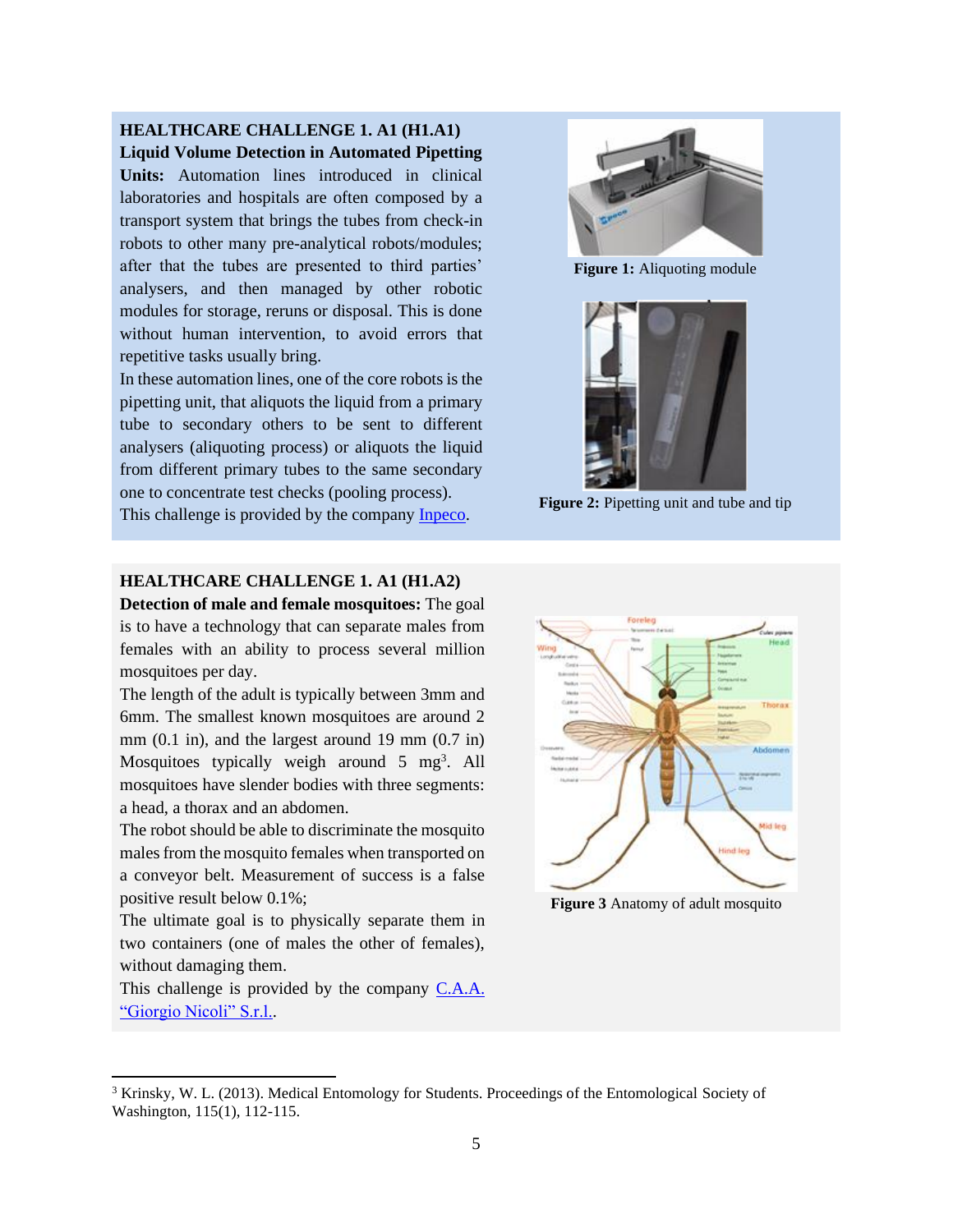**HEALTHCARE CHALLENGE 1. A1 (H1.A1)**

**Liquid Volume Detection in Automated Pipetting Units:** Automation lines introduced in clinical laboratories and hospitals are often composed by a transport system that brings the tubes from check-in robots to other many pre-analytical robots/modules; after that the tubes are presented to third parties' analysers, and then managed by other robotic modules for storage, reruns or disposal. This is done without human intervention, to avoid errors that repetitive tasks usually bring.

In these automation lines, one of the core robots is the pipetting unit, that aliquots the liquid from a primary tube to secondary others to be sent to different analysers (aliquoting process) or aliquots the liquid from different primary tubes to the same secondary one to concentrate test checks (pooling process).

This challenge is provided by the company Inpeco.

**Figure 1:** Aliquoting module

**Figure 2:** Pipetting unit and tube and tip

**HEALTHCARE CHALLENGE 1. A1 (H1.A2)**

**Detection of male and female mosquitoes:** The goal is to have a technology that can separate males from females with an ability to process several million mosquitoes per day.

The length of the adult is typically between 3mm and 6mm. The smallest known mosquitoes are around 2 mm (0.1 in), and the largest around 19 mm (0.7 in) Mosquitoes typically weigh around 5 mg[3]. All mosquitoes have slender bodies with three segments: a head, a thorax and an abdomen.

The robot should be able to discriminate the mosquito males from the mosquito females when transported on a conveyor belt. Measurement of success is a false positive result below 0.1%;

The ultimate goal is to physically separate them in two containers (one of males the other of females), without damaging them.

This challenge is provided by the company C.A.A. "Giorgio Nicoli" S.r.l..

**Figure 3** Anatomy of adult mosquito

[3] Krinsky, W. L. (2013). Medical Entomology for Students. Proceedings of the Entomological Society of Washington, 115(1), 112-115.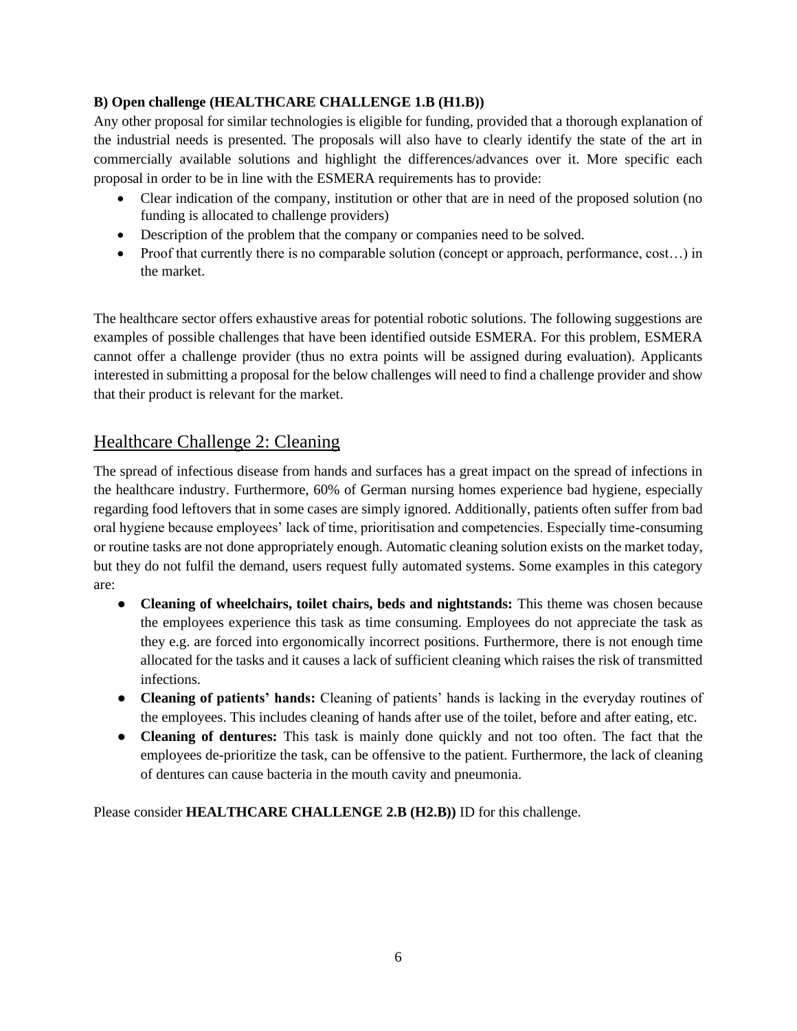**B) Open challenge (HEALTHCARE CHALLENGE 1.B (H1.B))**

Any other proposal for similar technologies is eligible for funding, provided that a thorough explanation of the industrial needs is presented. The proposals will also have to clearly identify the state of the art in commercially available solutions and highlight the differences/advances over it. More specific each proposal in order to be in line with the ESMERA requirements has to provide:

- Clear indication of the company, institution or other that are in need of the proposed solution (no funding is allocated to challenge providers)
- Description of the problem that the company or companies need to be solved.
- Proof that currently there is no comparable solution (concept or approach, performance, cost…) in the market.

The healthcare sector offers exhaustive areas for potential robotic solutions. The following suggestions are examples of possible challenges that have been identified outside ESMERA. For this problem, ESMERA cannot offer a challenge provider (thus no extra points will be assigned during evaluation). Applicants interested in submitting a proposal for the below challenges will need to find a challenge provider and show that their product is relevant for the market.

## Healthcare Challenge 2: Cleaning

The spread of infectious disease from hands and surfaces has a great impact on the spread of infections in the healthcare industry. Furthermore, 60% of German nursing homes experience bad hygiene, especially regarding food leftovers that in some cases are simply ignored. Additionally, patients often suffer from bad oral hygiene because employees' lack of time, prioritisation and competencies. Especially time-consuming or routine tasks are not done appropriately enough. Automatic cleaning solution exists on the market today, but they do not fulfil the demand, users request fully automated systems. Some examples in this category are:

- **Cleaning of wheelchairs, toilet chairs, beds and nightstands:** This theme was chosen because the employees experience this task as time consuming. Employees do not appreciate the task as they e.g. are forced into ergonomically incorrect positions. Furthermore, there is not enough time allocated for the tasks and it causes a lack of sufficient cleaning which raises the risk of transmitted infections.
- **Cleaning of patients' hands:** Cleaning of patients' hands is lacking in the everyday routines of the employees. This includes cleaning of hands after use of the toilet, before and after eating, etc.
- **Cleaning of dentures:** This task is mainly done quickly and not too often. The fact that the employees de-prioritize the task, can be offensive to the patient. Furthermore, the lack of cleaning of dentures can cause bacteria in the mouth cavity and pneumonia.

Please consider **HEALTHCARE CHALLENGE 2.B (H2.B))** ID for this challenge.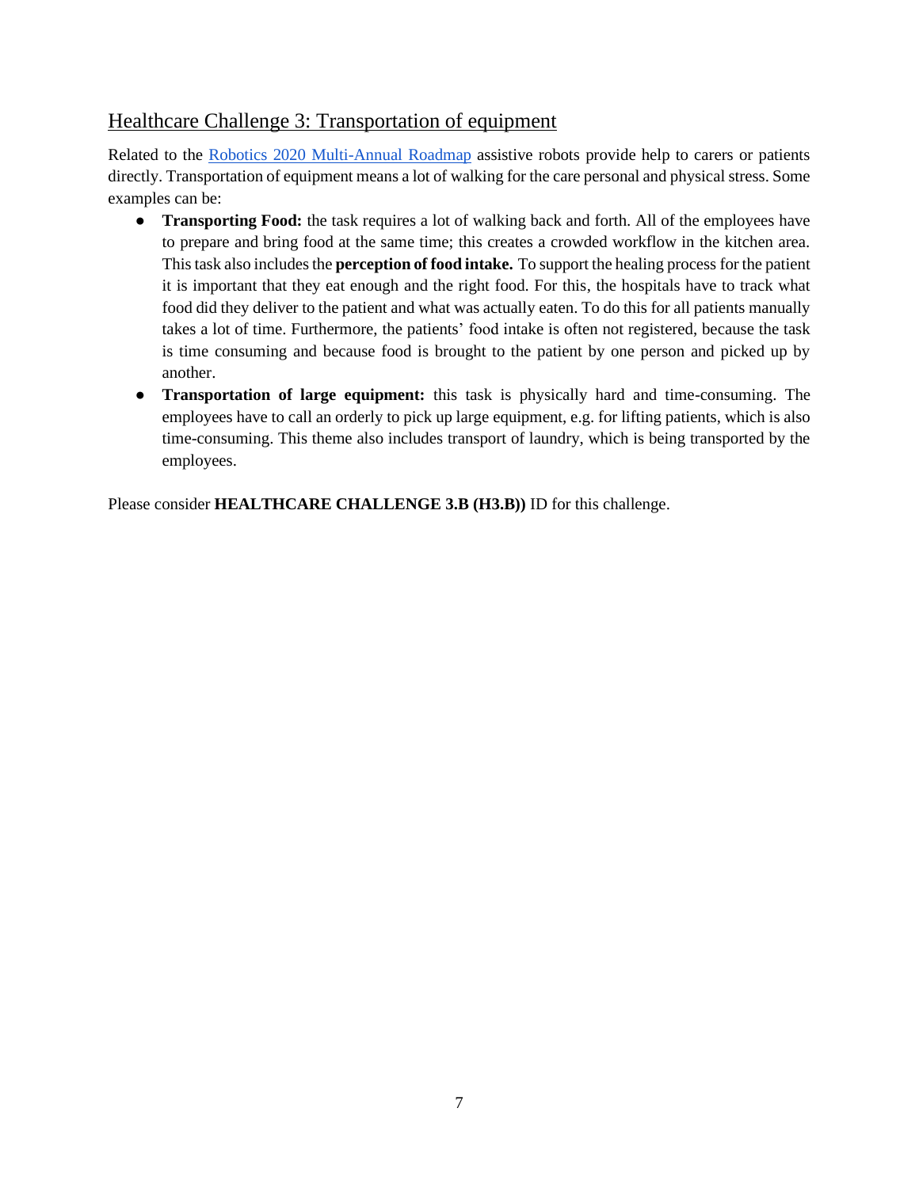## Healthcare Challenge 3: Transportation of equipment

Related to the [Robotics 2020 Multi-Annual Roadmap] assistive robots provide help to carers or patients directly. Transportation of equipment means a lot of walking for the care personal and physical stress. Some examples can be:

- **Transporting Food:** the task requires a lot of walking back and forth. All of the employees have to prepare and bring food at the same time; this creates a crowded workflow in the kitchen area. This task also includes the **perception of food intake.** To support the healing process for the patient it is important that they eat enough and the right food. For this, the hospitals have to track what food did they deliver to the patient and what was actually eaten. To do this for all patients manually takes a lot of time. Furthermore, the patients' food intake is often not registered, because the task is time consuming and because food is brought to the patient by one person and picked up by another.
- **Transportation of large equipment:** this task is physically hard and time-consuming. The employees have to call an orderly to pick up large equipment, e.g. for lifting patients, which is also time-consuming. This theme also includes transport of laundry, which is being transported by the employees.

Please consider **HEALTHCARE CHALLENGE 3.B (H3.B))** ID for this challenge.